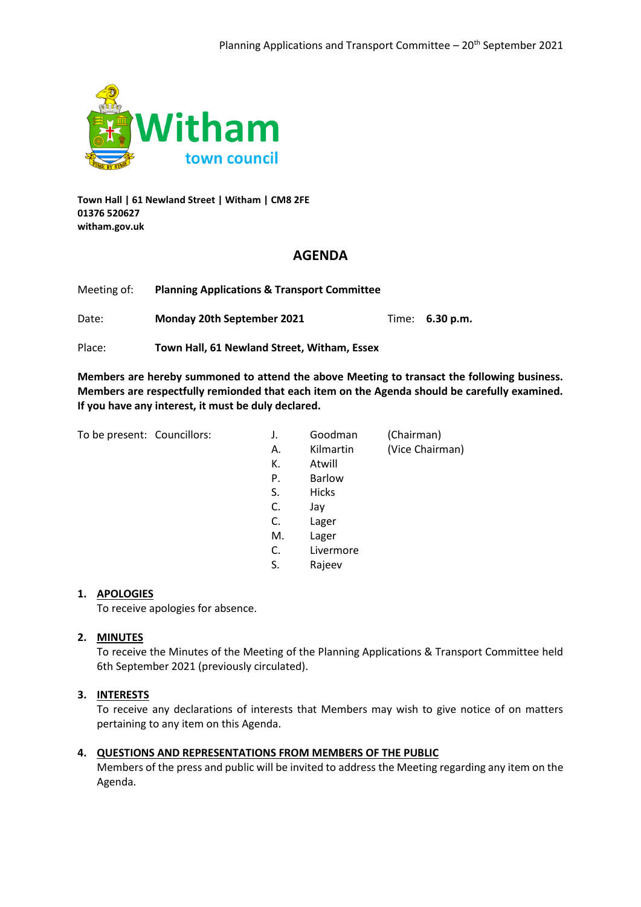Witham
town council

**Town Hall | 61 Newland Street | Witham | CM8 2FE**
**01376 520627**
**witham.gov.uk**

# AGENDA

Meeting of: **Planning Applications & Transport Committee**

Date: **Monday 20th September 2021** Time: **6.30 p.m.**

Place: **Town Hall, 61 Newland Street, Witham, Essex**

**Members are hereby summoned to attend the above Meeting to transact the following business. Members are respectfully remionded that each item on the Agenda should be carefully examined. If you have any interest, it must be duly declared.**

To be present: Councillors:

| | | |
|---|---|---|
| J. | Goodman | (Chairman) |
| A. | Kilmartin | (Vice Chairman) |
| K. | Atwill | |
| P. | Barlow | |
| S. | Hicks | |
| C. | Jay | |
| C. | Lager | |
| M. | Lager | |
| C. | Livermore | |
| S. | Rajeev | |

1. **APOLOGIES**
   To receive apologies for absence.

2. **MINUTES**
   To receive the Minutes of the Meeting of the Planning Applications & Transport Committee held 6th September 2021 (previously circulated).

3. **INTERESTS**
   To receive any declarations of interests that Members may wish to give notice of on matters pertaining to any item on this Agenda.

4. **QUESTIONS AND REPRESENTATIONS FROM MEMBERS OF THE PUBLIC**
   Members of the press and public will be invited to address the Meeting regarding any item on the Agenda.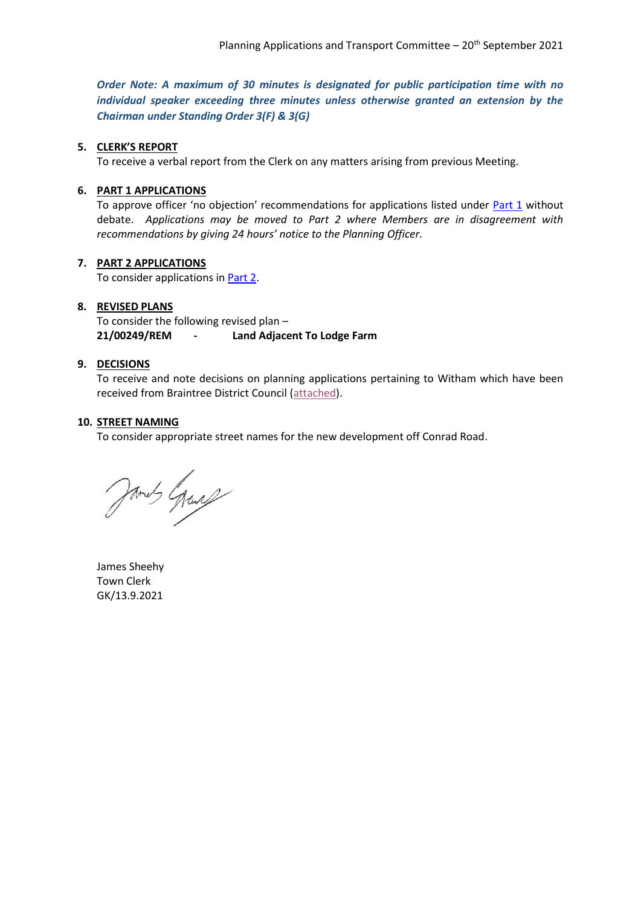***Order Note: A maximum of 30 minutes is designated for public participation time with no individual speaker exceeding three minutes unless otherwise granted an extension by the Chairman under Standing Order 3(F) & 3(G)***

**5. CLERK'S REPORT**

To receive a verbal report from the Clerk on any matters arising from previous Meeting.

**6. PART 1 APPLICATIONS**

To approve officer 'no objection' recommendations for applications listed under Part 1 without debate. *Applications may be moved to Part 2 where Members are in disagreement with recommendations by giving 24 hours' notice to the Planning Officer.*

**7. PART 2 APPLICATIONS**

To consider applications in Part 2.

**8. REVISED PLANS**

To consider the following revised plan –

**21/00249/REM - Land Adjacent To Lodge Farm**

**9. DECISIONS**

To receive and note decisions on planning applications pertaining to Witham which have been received from Braintree District Council (attached).

**10. STREET NAMING**

To consider appropriate street names for the new development off Conrad Road.

James Sheehy
Town Clerk
GK/13.9.2021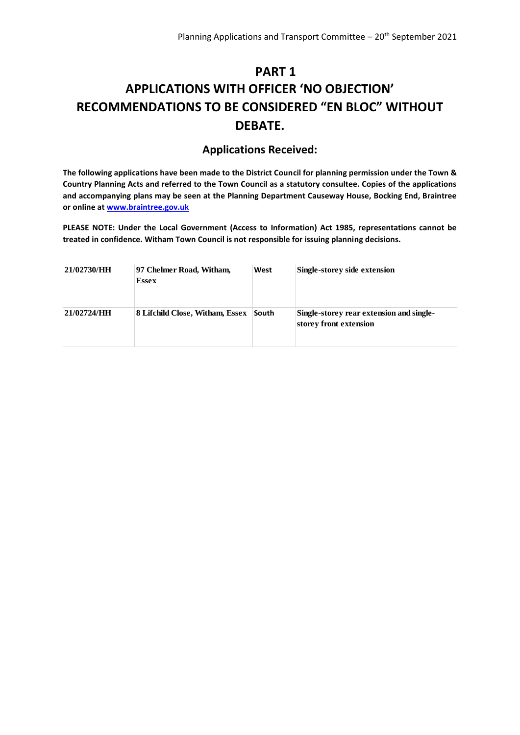# PART 1

# APPLICATIONS WITH OFFICER 'NO OBJECTION' RECOMMENDATIONS TO BE CONSIDERED "EN BLOC" WITHOUT DEBATE.

## Applications Received:

**The following applications have been made to the District Council for planning permission under the Town & Country Planning Acts and referred to the Town Council as a statutory consultee. Copies of the applications and accompanying plans may be seen at the Planning Department Causeway House, Bocking End, Braintree or online at [www.braintree.gov.uk](http://www.braintree.gov.uk)**

**PLEASE NOTE: Under the Local Government (Access to Information) Act 1985, representations cannot be treated in confidence. Witham Town Council is not responsible for issuing planning decisions.**

| | | | |
|---|---|---|---|
| **21/02730/HH** | **97 Chelmer Road, Witham, Essex** | **West** | **Single-storey side extension** |
| **21/02724/HH** | **8 Lifchild Close, Witham, Essex** | **South** | **Single-storey rear extension and single-storey front extension** |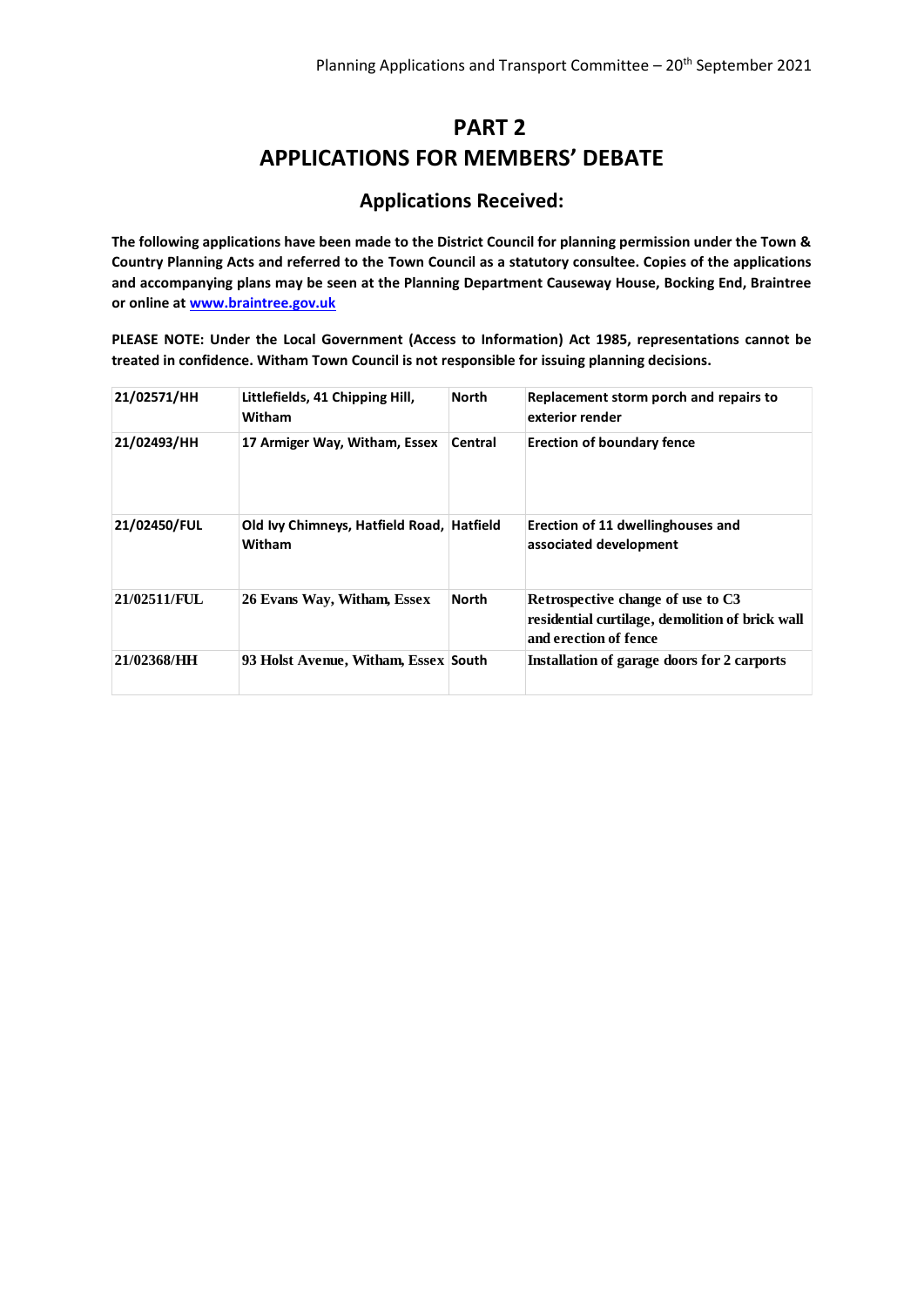# PART 2
# APPLICATIONS FOR MEMBERS' DEBATE

## Applications Received:

**The following applications have been made to the District Council for planning permission under the Town & Country Planning Acts and referred to the Town Council as a statutory consultee. Copies of the applications and accompanying plans may be seen at the Planning Department Causeway House, Bocking End, Braintree or online at [www.braintree.gov.uk](www.braintree.gov.uk)**

**PLEASE NOTE: Under the Local Government (Access to Information) Act 1985, representations cannot be treated in confidence. Witham Town Council is not responsible for issuing planning decisions.**

| | | | |
|---|---|---|---|
| **21/02571/HH** | **Littlefields, 41 Chipping Hill, Witham** | **North** | **Replacement storm porch and repairs to exterior render** |
| **21/02493/HH** | **17 Armiger Way, Witham, Essex** | **Central** | **Erection of boundary fence** |
| **21/02450/FUL** | **Old Ivy Chimneys, Hatfield Road, Witham** | **Hatfield** | **Erection of 11 dwellinghouses and associated development** |
| **21/02511/FUL** | **26 Evans Way, Witham, Essex** | **North** | **Retrospective change of use to C3 residential curtilage, demolition of brick wall and erection of fence** |
| **21/02368/HH** | **93 Holst Avenue, Witham, Essex** | **South** | **Installation of garage doors for 2 carports** |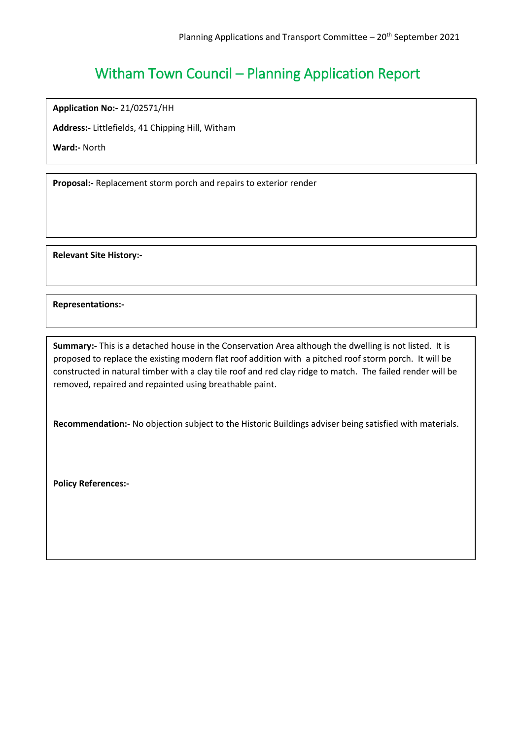# Witham Town Council – Planning Application Report

**Application No:-** 21/02571/HH

**Address:-** Littlefields, 41 Chipping Hill, Witham

**Ward:-** North

**Proposal:-** Replacement storm porch and repairs to exterior render

**Relevant Site History:-**

**Representations:-**

**Summary:-** This is a detached house in the Conservation Area although the dwelling is not listed. It is proposed to replace the existing modern flat roof addition with a pitched roof storm porch. It will be constructed in natural timber with a clay tile roof and red clay ridge to match. The failed render will be removed, repaired and repainted using breathable paint.

**Recommendation:-** No objection subject to the Historic Buildings adviser being satisfied with materials.

**Policy References:-**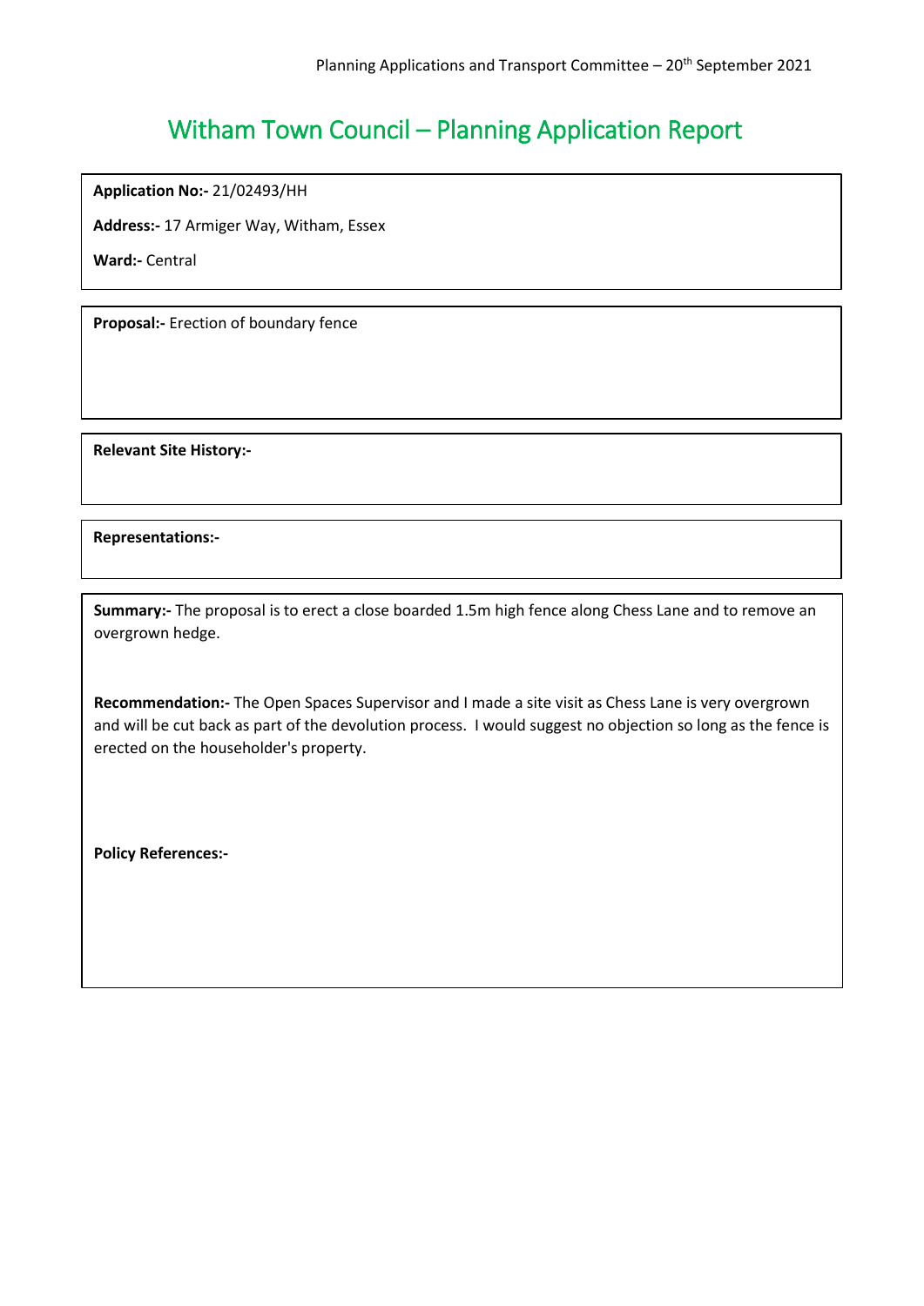# Witham Town Council – Planning Application Report

**Application No:-** 21/02493/HH

**Address:-** 17 Armiger Way, Witham, Essex

**Ward:-** Central

**Proposal:-** Erection of boundary fence

**Relevant Site History:-**

**Representations:-**

**Summary:-** The proposal is to erect a close boarded 1.5m high fence along Chess Lane and to remove an overgrown hedge.

**Recommendation:-** The Open Spaces Supervisor and I made a site visit as Chess Lane is very overgrown and will be cut back as part of the devolution process. I would suggest no objection so long as the fence is erected on the householder's property.

**Policy References:-**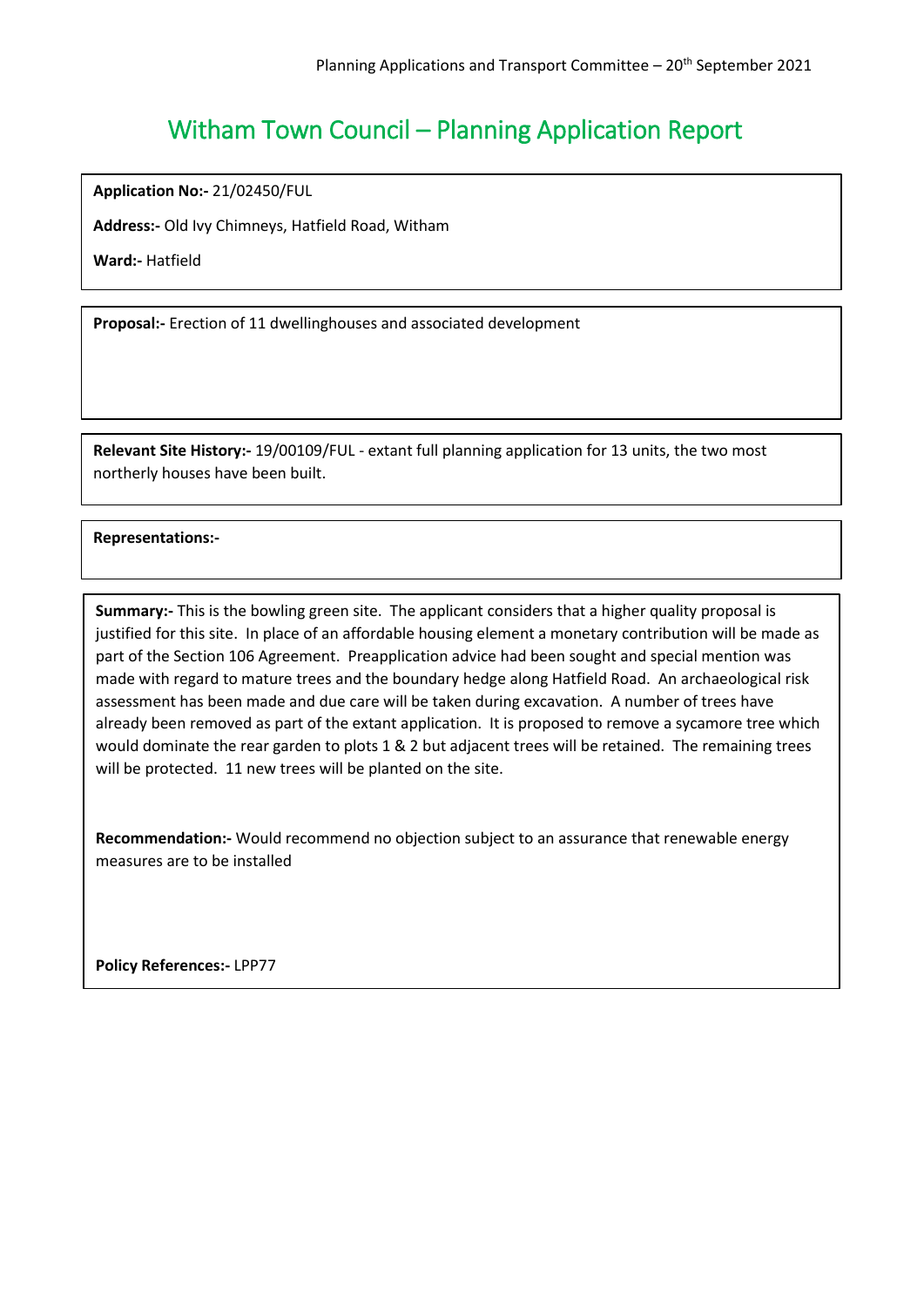# Witham Town Council – Planning Application Report

**Application No:-** 21/02450/FUL

**Address:-** Old Ivy Chimneys, Hatfield Road, Witham

**Ward:-** Hatfield

**Proposal:-** Erection of 11 dwellinghouses and associated development

**Relevant Site History:-** 19/00109/FUL - extant full planning application for 13 units, the two most northerly houses have been built.

**Representations:-**

**Summary:-** This is the bowling green site. The applicant considers that a higher quality proposal is justified for this site. In place of an affordable housing element a monetary contribution will be made as part of the Section 106 Agreement. Preapplication advice had been sought and special mention was made with regard to mature trees and the boundary hedge along Hatfield Road. An archaeological risk assessment has been made and due care will be taken during excavation. A number of trees have already been removed as part of the extant application. It is proposed to remove a sycamore tree which would dominate the rear garden to plots 1 & 2 but adjacent trees will be retained. The remaining trees will be protected. 11 new trees will be planted on the site.

**Recommendation:-** Would recommend no objection subject to an assurance that renewable energy measures are to be installed

**Policy References:-** LPP77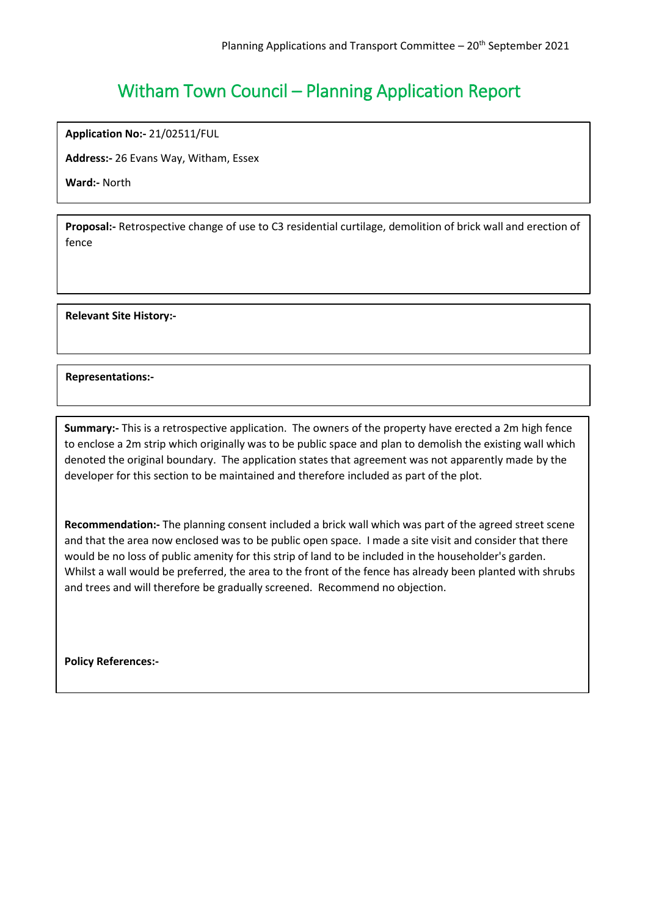# Witham Town Council – Planning Application Report

**Application No:-** 21/02511/FUL

**Address:-** 26 Evans Way, Witham, Essex

**Ward:-** North

**Proposal:-** Retrospective change of use to C3 residential curtilage, demolition of brick wall and erection of fence

**Relevant Site History:-**

**Representations:-**

**Summary:-** This is a retrospective application. The owners of the property have erected a 2m high fence to enclose a 2m strip which originally was to be public space and plan to demolish the existing wall which denoted the original boundary. The application states that agreement was not apparently made by the developer for this section to be maintained and therefore included as part of the plot.

**Recommendation:-** The planning consent included a brick wall which was part of the agreed street scene and that the area now enclosed was to be public open space. I made a site visit and consider that there would be no loss of public amenity for this strip of land to be included in the householder's garden. Whilst a wall would be preferred, the area to the front of the fence has already been planted with shrubs and trees and will therefore be gradually screened. Recommend no objection.

**Policy References:-**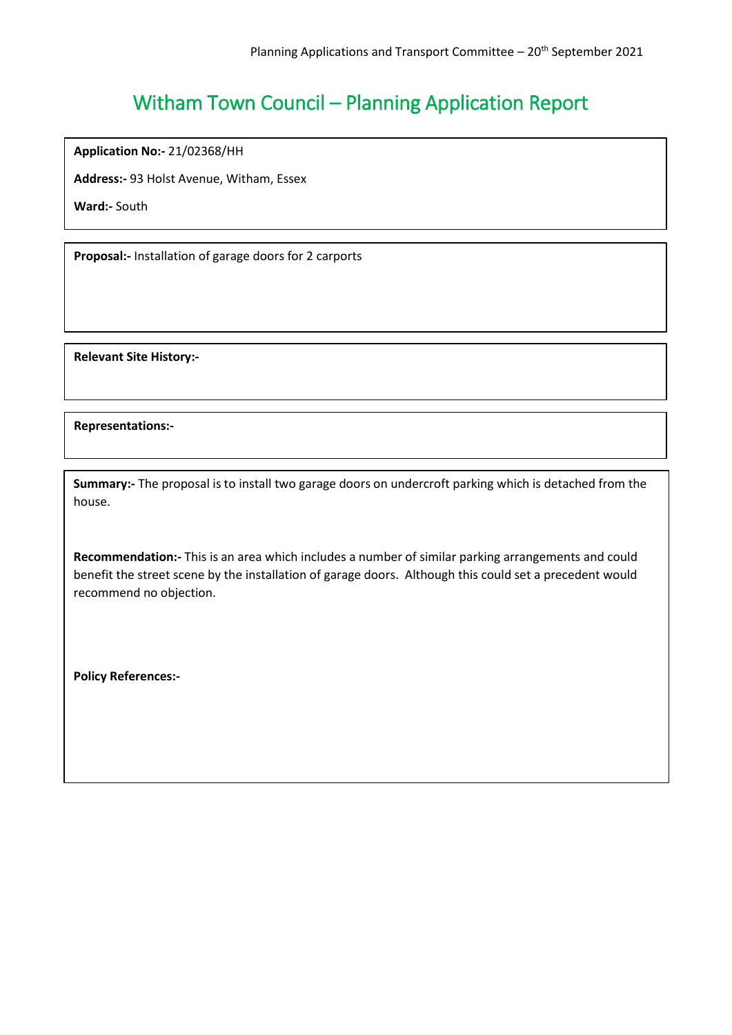# Witham Town Council – Planning Application Report

**Application No:-** 21/02368/HH

**Address:-** 93 Holst Avenue, Witham, Essex

**Ward:-** South

**Proposal:-** Installation of garage doors for 2 carports

**Relevant Site History:-**

**Representations:-**

**Summary:-** The proposal is to install two garage doors on undercroft parking which is detached from the house.

**Recommendation:-** This is an area which includes a number of similar parking arrangements and could benefit the street scene by the installation of garage doors. Although this could set a precedent would recommend no objection.

**Policy References:-**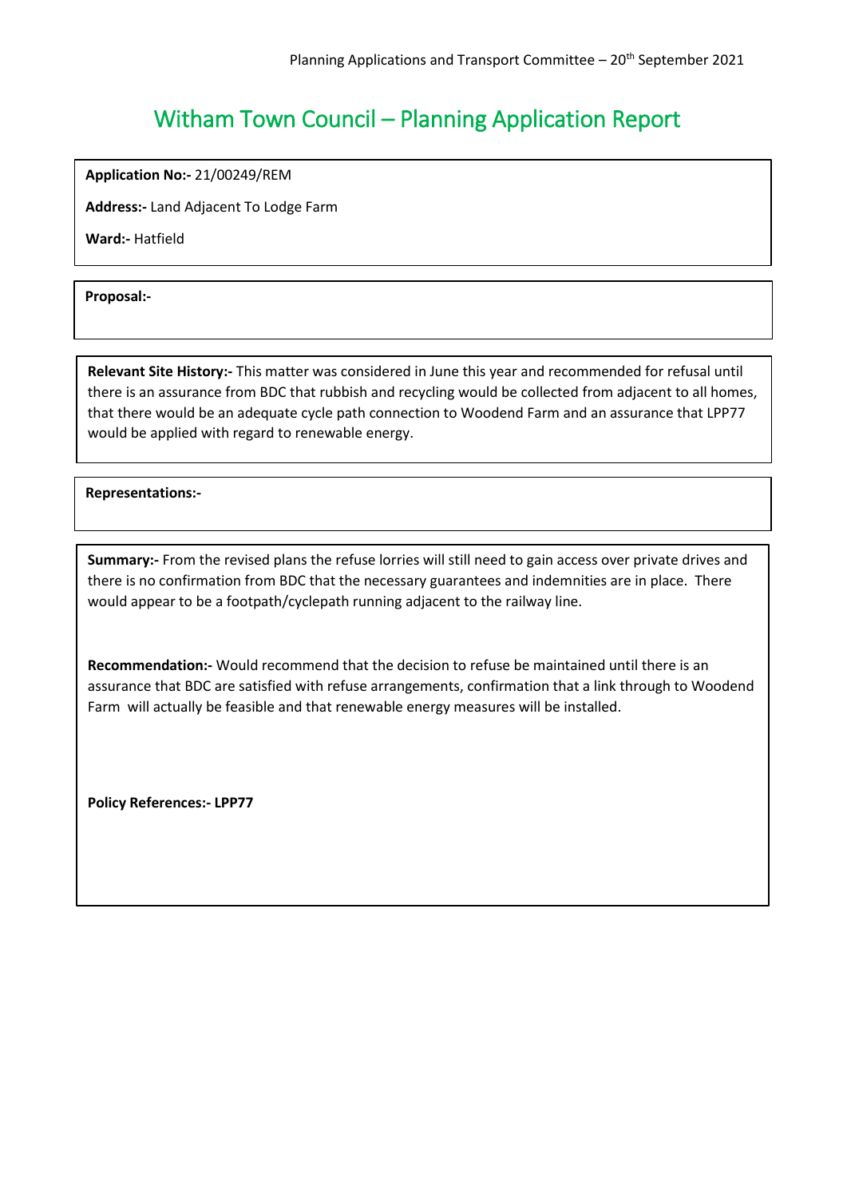# Witham Town Council – Planning Application Report

**Application No:-** 21/00249/REM

**Address:-** Land Adjacent To Lodge Farm

**Ward:-** Hatfield

**Proposal:-**

**Relevant Site History:-** This matter was considered in June this year and recommended for refusal until there is an assurance from BDC that rubbish and recycling would be collected from adjacent to all homes, that there would be an adequate cycle path connection to Woodend Farm and an assurance that LPP77 would be applied with regard to renewable energy.

**Representations:-**

**Summary:-** From the revised plans the refuse lorries will still need to gain access over private drives and there is no confirmation from BDC that the necessary guarantees and indemnities are in place. There would appear to be a footpath/cyclepath running adjacent to the railway line.

**Recommendation:-** Would recommend that the decision to refuse be maintained until there is an assurance that BDC are satisfied with refuse arrangements, confirmation that a link through to Woodend Farm will actually be feasible and that renewable energy measures will be installed.

**Policy References:- LPP77**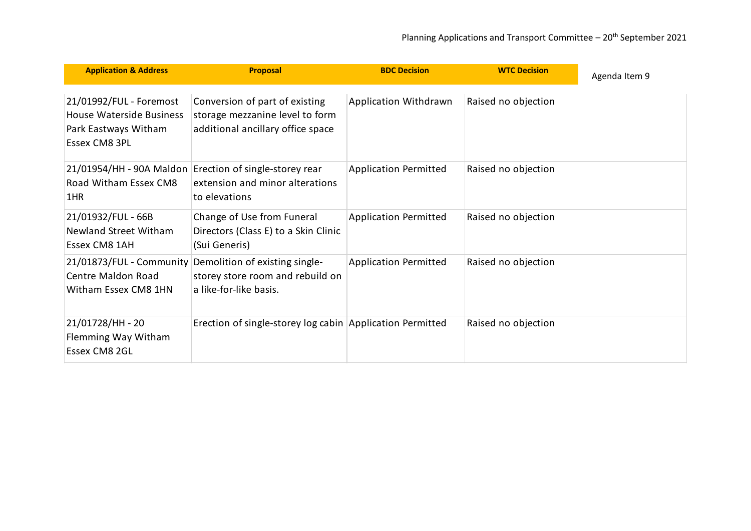Agenda Item 9

| Application & Address | Proposal | BDC Decision | WTC Decision |
|---|---|---|---|
| 21/01992/FUL - Foremost House Waterside Business Park Eastways Witham Essex CM8 3PL | Conversion of part of existing storage mezzanine level to form additional ancillary office space | Application Withdrawn | Raised no objection |
| 21/01954/HH - 90A Maldon Road Witham Essex CM8 1HR | Erection of single-storey rear extension and minor alterations to elevations | Application Permitted | Raised no objection |
| 21/01932/FUL - 66B Newland Street Witham Essex CM8 1AH | Change of Use from Funeral Directors (Class E) to a Skin Clinic (Sui Generis) | Application Permitted | Raised no objection |
| 21/01873/FUL - Community Centre Maldon Road Witham Essex CM8 1HN | Demolition of existing single-storey store room and rebuild on a like-for-like basis. | Application Permitted | Raised no objection |
| 21/01728/HH - 20 Flemming Way Witham Essex CM8 2GL | Erection of single-storey log cabin | Application Permitted | Raised no objection |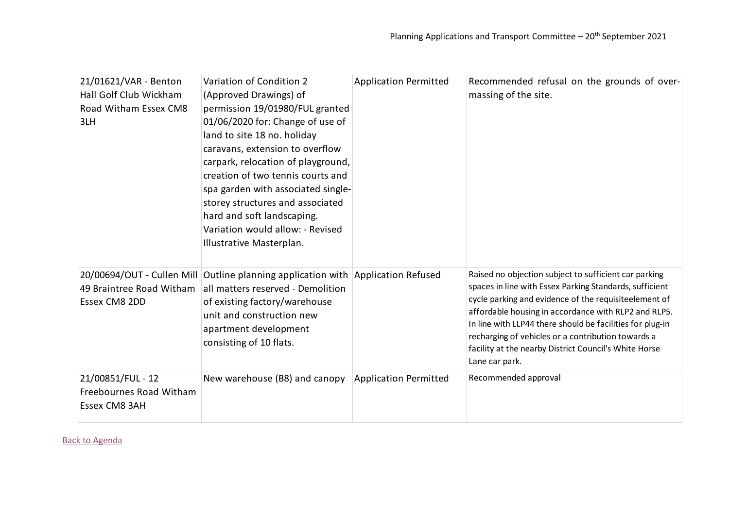| | | | |
|---|---|---|---|
| 21/01621/VAR - Benton Hall Golf Club Wickham Road Witham Essex CM8 3LH | Variation of Condition 2 (Approved Drawings) of permission 19/01980/FUL granted 01/06/2020 for: Change of use of land to site 18 no. holiday caravans, extension to overflow carpark, relocation of playground, creation of two tennis courts and spa garden with associated single-storey structures and associated hard and soft landscaping. Variation would allow: - Revised Illustrative Masterplan. | Application Permitted | Recommended refusal on the grounds of over-massing of the site. |
| 20/00694/OUT - Cullen Mill 49 Braintree Road Witham Essex CM8 2DD | Outline planning application with all matters reserved - Demolition of existing factory/warehouse unit and construction new apartment development consisting of 10 flats. | Application Refused | Raised no objection subject to sufficient car parking spaces in line with Essex Parking Standards, sufficient cycle parking and evidence of the requisiteelement of affordable housing in accordance with RLP2 and RLP5. In line with LLP44 there should be facilities for plug-in recharging of vehicles or a contribution towards a facility at the nearby District Council's White Horse Lane car park. |
| 21/00851/FUL - 12 Freebournes Road Witham Essex CM8 3AH | New warehouse (B8) and canopy | Application Permitted | Recommended approval |

Back to Agenda